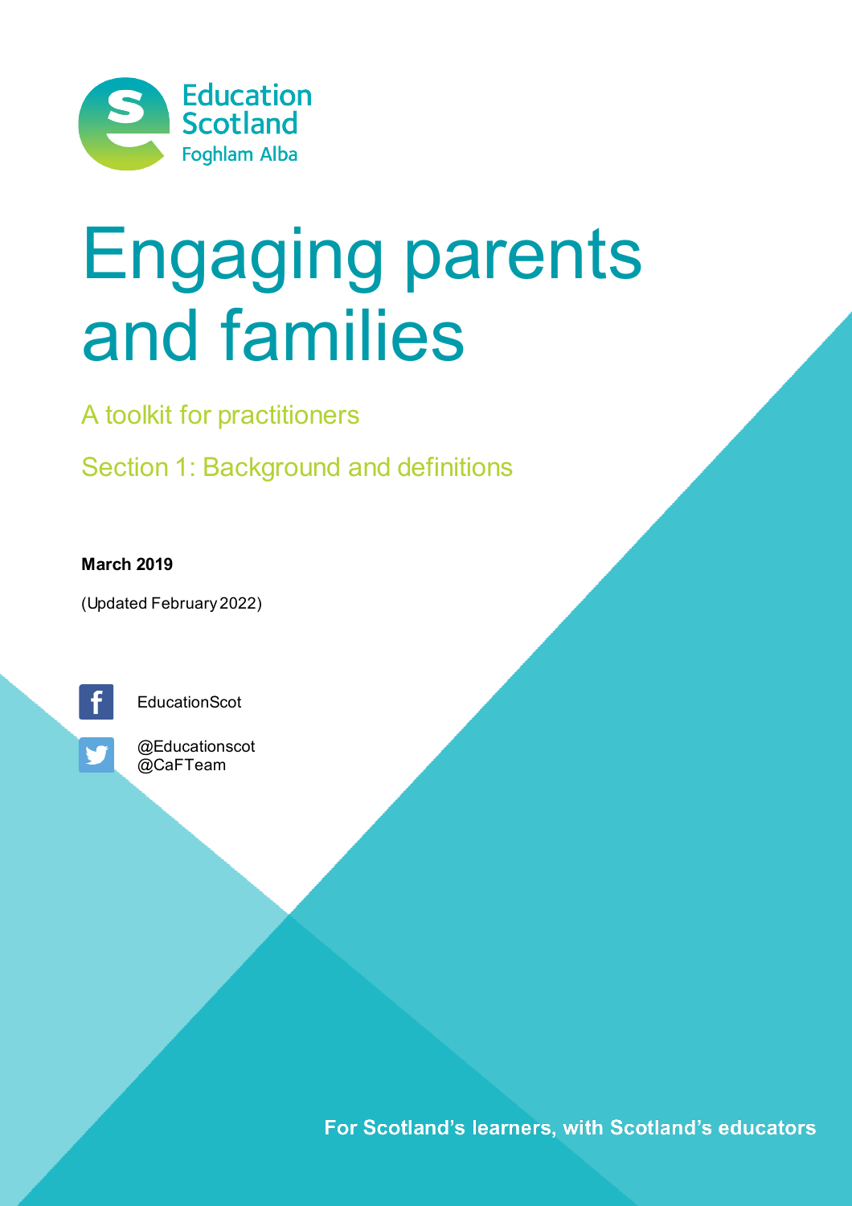Education Scotland
Foghlam Alba

# Engaging parents and families

## A toolkit for practitioners

## Section 1: Background and definitions

**March 2019**

(Updated February 2022)

EducationScot

@Educationscot
@CaFTeam

**For Scotland's learners, with Scotland's educators**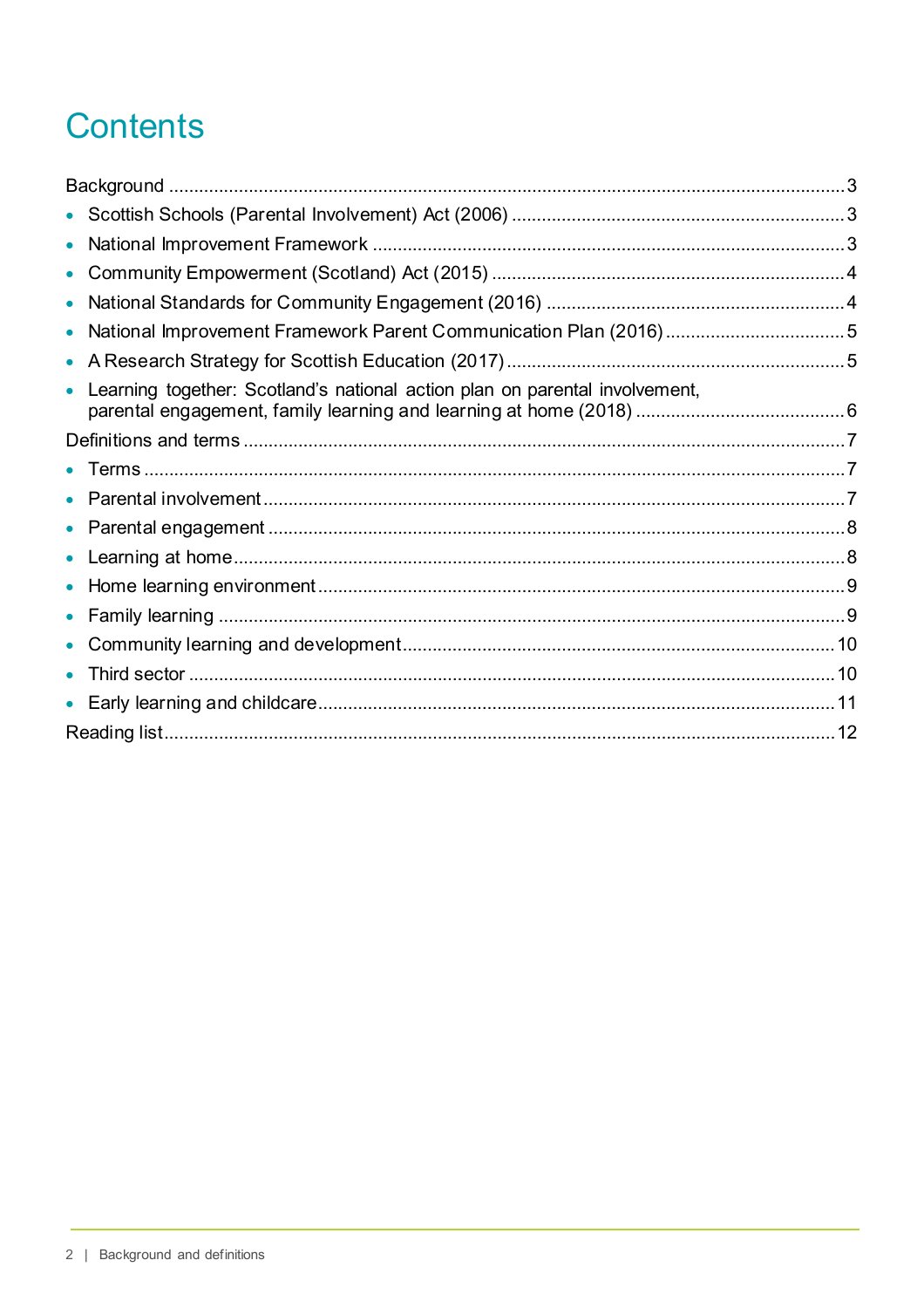# Contents

Background ... 3

- Scottish Schools (Parental Involvement) Act (2006) ... 3
- National Improvement Framework ... 3
- Community Empowerment (Scotland) Act (2015) ... 4
- National Standards for Community Engagement (2016) ... 4
- National Improvement Framework Parent Communication Plan (2016) ... 5
- A Research Strategy for Scottish Education (2017) ... 5
- Learning together: Scotland's national action plan on parental involvement, parental engagement, family learning and learning at home (2018) ... 6

Definitions and terms ... 7

- Terms ... 7
- Parental involvement ... 7
- Parental engagement ... 8
- Learning at home ... 8
- Home learning environment ... 9
- Family learning ... 9
- Community learning and development ... 10
- Third sector ... 10
- Early learning and childcare ... 11

Reading list ... 12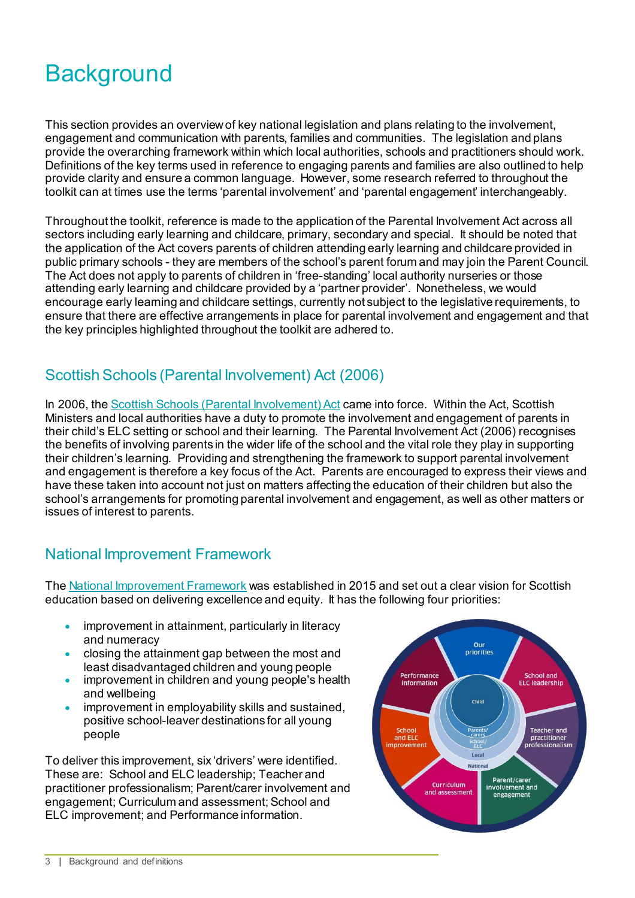# Background

This section provides an overview of key national legislation and plans relating to the involvement, engagement and communication with parents, families and communities. The legislation and plans provide the overarching framework within which local authorities, schools and practitioners should work. Definitions of the key terms used in reference to engaging parents and families are also outlined to help provide clarity and ensure a common language. However, some research referred to throughout the toolkit can at times use the terms 'parental involvement' and 'parental engagement' interchangeably.

Throughout the toolkit, reference is made to the application of the Parental Involvement Act across all sectors including early learning and childcare, primary, secondary and special. It should be noted that the application of the Act covers parents of children attending early learning and childcare provided in public primary schools - they are members of the school's parent forum and may join the Parent Council. The Act does not apply to parents of children in 'free-standing' local authority nurseries or those attending early learning and childcare provided by a 'partner provider'. Nonetheless, we would encourage early learning and childcare settings, currently not subject to the legislative requirements, to ensure that there are effective arrangements in place for parental involvement and engagement and that the key principles highlighted throughout the toolkit are adhered to.

## Scottish Schools (Parental Involvement) Act (2006)

In 2006, the Scottish Schools (Parental Involvement) Act came into force. Within the Act, Scottish Ministers and local authorities have a duty to promote the involvement and engagement of parents in their child's ELC setting or school and their learning. The Parental Involvement Act (2006) recognises the benefits of involving parents in the wider life of the school and the vital role they play in supporting their children's learning. Providing and strengthening the framework to support parental involvement and engagement is therefore a key focus of the Act. Parents are encouraged to express their views and have these taken into account not just on matters affecting the education of their children but also the school's arrangements for promoting parental involvement and engagement, as well as other matters or issues of interest to parents.

## National Improvement Framework

The National Improvement Framework was established in 2015 and set out a clear vision for Scottish education based on delivering excellence and equity. It has the following four priorities:

- improvement in attainment, particularly in literacy and numeracy
- closing the attainment gap between the most and least disadvantaged children and young people
- improvement in children and young people's health and wellbeing
- improvement in employability skills and sustained, positive school-leaver destinations for all young people

To deliver this improvement, six 'drivers' were identified. These are: School and ELC leadership; Teacher and practitioner professionalism; Parent/carer involvement and engagement; Curriculum and assessment; School and ELC improvement; and Performance information.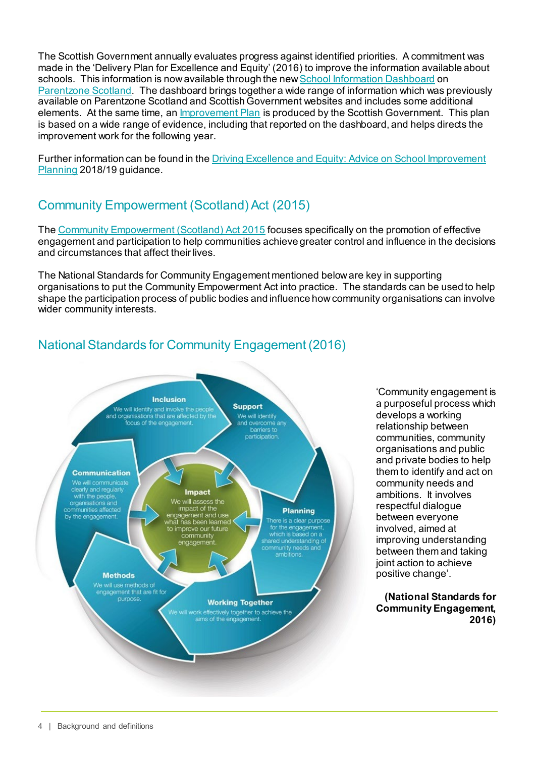The Scottish Government annually evaluates progress against identified priorities. A commitment was made in the 'Delivery Plan for Excellence and Equity' (2016) to improve the information available about schools. This information is now available through the new School Information Dashboard on Parentzone Scotland. The dashboard brings together a wide range of information which was previously available on Parentzone Scotland and Scottish Government websites and includes some additional elements. At the same time, an Improvement Plan is produced by the Scottish Government. This plan is based on a wide range of evidence, including that reported on the dashboard, and helps directs the improvement work for the following year.

Further information can be found in the Driving Excellence and Equity: Advice on School Improvement Planning 2018/19 guidance.

## Community Empowerment (Scotland) Act (2015)

The Community Empowerment (Scotland) Act 2015 focuses specifically on the promotion of effective engagement and participation to help communities achieve greater control and influence in the decisions and circumstances that affect their lives.

The National Standards for Community Engagement mentioned below are key in supporting organisations to put the Community Empowerment Act into practice. The standards can be used to help shape the participation process of public bodies and influence how community organisations can involve wider community interests.

## National Standards for Community Engagement (2016)

**Inclusion**
We will identify and involve the people and organisations that are affected by the focus of the engagement.

**Support**
We will identify and overcome any barriers to participation.

**Planning**
There is a clear purpose for the engagement, which is based on a shared understanding of community needs and ambitions.

**Working Together**
We will work effectively together to achieve the aims of the engagement.

**Methods**
We will use methods of engagement that are fit for purpose.

**Communication**
We will communicate clearly and regularly with the people, organisations and communities affected by the engagement.

**Impact**
We will assess the impact of the engagement and use what has been learned to improve our future community engagement.

'Community engagement is a purposeful process which develops a working relationship between communities, community organisations and public and private bodies to help them to identify and act on community needs and ambitions. It involves respectful dialogue between everyone involved, aimed at improving understanding between them and taking joint action to achieve positive change'.

**(National Standards for Community Engagement, 2016)**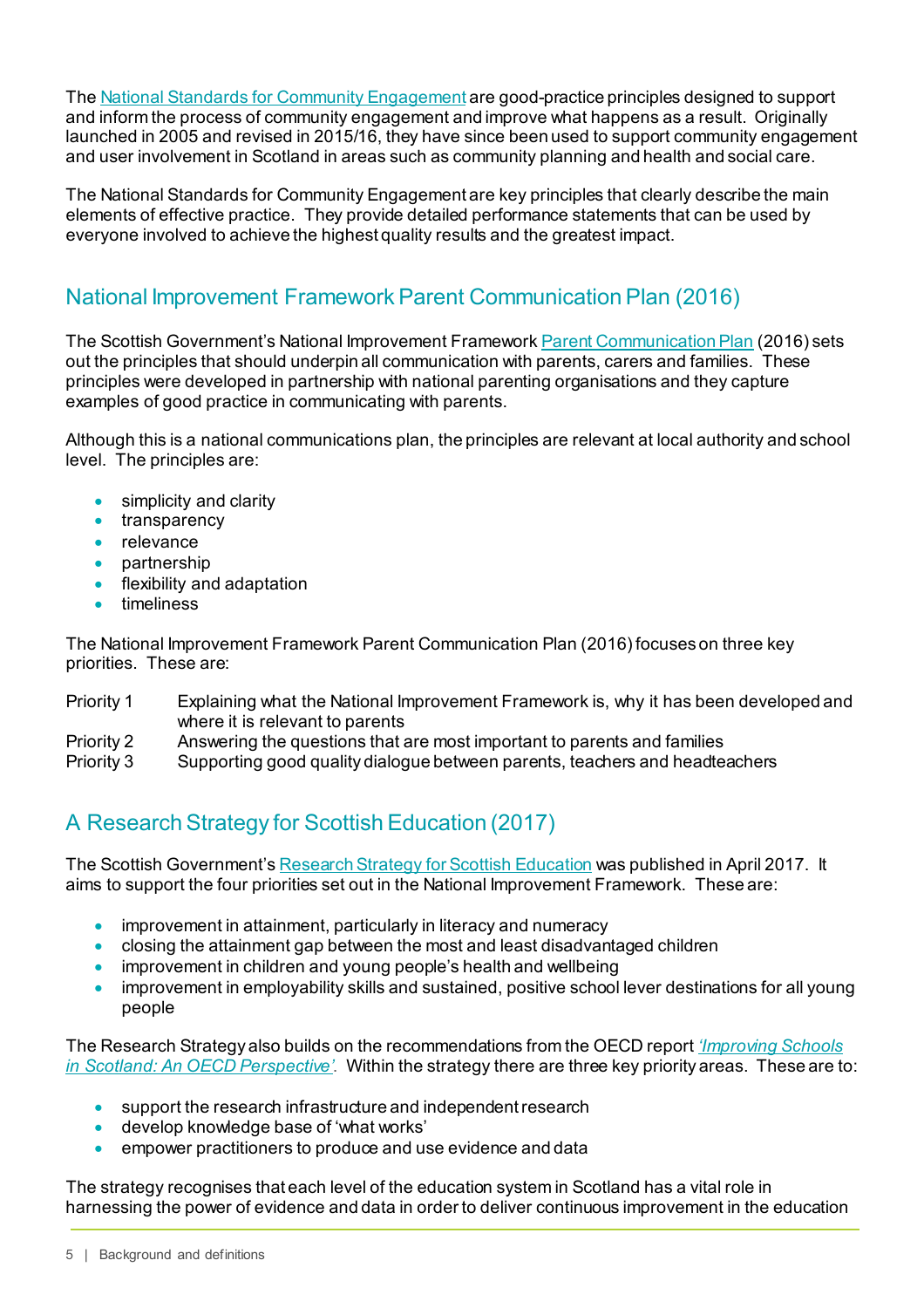The National Standards for Community Engagement are good-practice principles designed to support and inform the process of community engagement and improve what happens as a result. Originally launched in 2005 and revised in 2015/16, they have since been used to support community engagement and user involvement in Scotland in areas such as community planning and health and social care.

The National Standards for Community Engagement are key principles that clearly describe the main elements of effective practice. They provide detailed performance statements that can be used by everyone involved to achieve the highest quality results and the greatest impact.

## National Improvement Framework Parent Communication Plan (2016)

The Scottish Government's National Improvement Framework Parent Communication Plan (2016) sets out the principles that should underpin all communication with parents, carers and families. These principles were developed in partnership with national parenting organisations and they capture examples of good practice in communicating with parents.

Although this is a national communications plan, the principles are relevant at local authority and school level. The principles are:

- simplicity and clarity
- transparency
- relevance
- partnership
- flexibility and adaptation
- timeliness

The National Improvement Framework Parent Communication Plan (2016) focuses on three key priorities. These are:

Priority 1 Explaining what the National Improvement Framework is, why it has been developed and where it is relevant to parents
Priority 2 Answering the questions that are most important to parents and families
Priority 3 Supporting good quality dialogue between parents, teachers and headteachers

## A Research Strategy for Scottish Education (2017)

The Scottish Government's Research Strategy for Scottish Education was published in April 2017. It aims to support the four priorities set out in the National Improvement Framework. These are:

- improvement in attainment, particularly in literacy and numeracy
- closing the attainment gap between the most and least disadvantaged children
- improvement in children and young people's health and wellbeing
- improvement in employability skills and sustained, positive school lever destinations for all young people

The Research Strategy also builds on the recommendations from the OECD report *'Improving Schools in Scotland: An OECD Perspective'*. Within the strategy there are three key priority areas. These are to:

- support the research infrastructure and independent research
- develop knowledge base of 'what works'
- empower practitioners to produce and use evidence and data

The strategy recognises that each level of the education system in Scotland has a vital role in harnessing the power of evidence and data in order to deliver continuous improvement in the education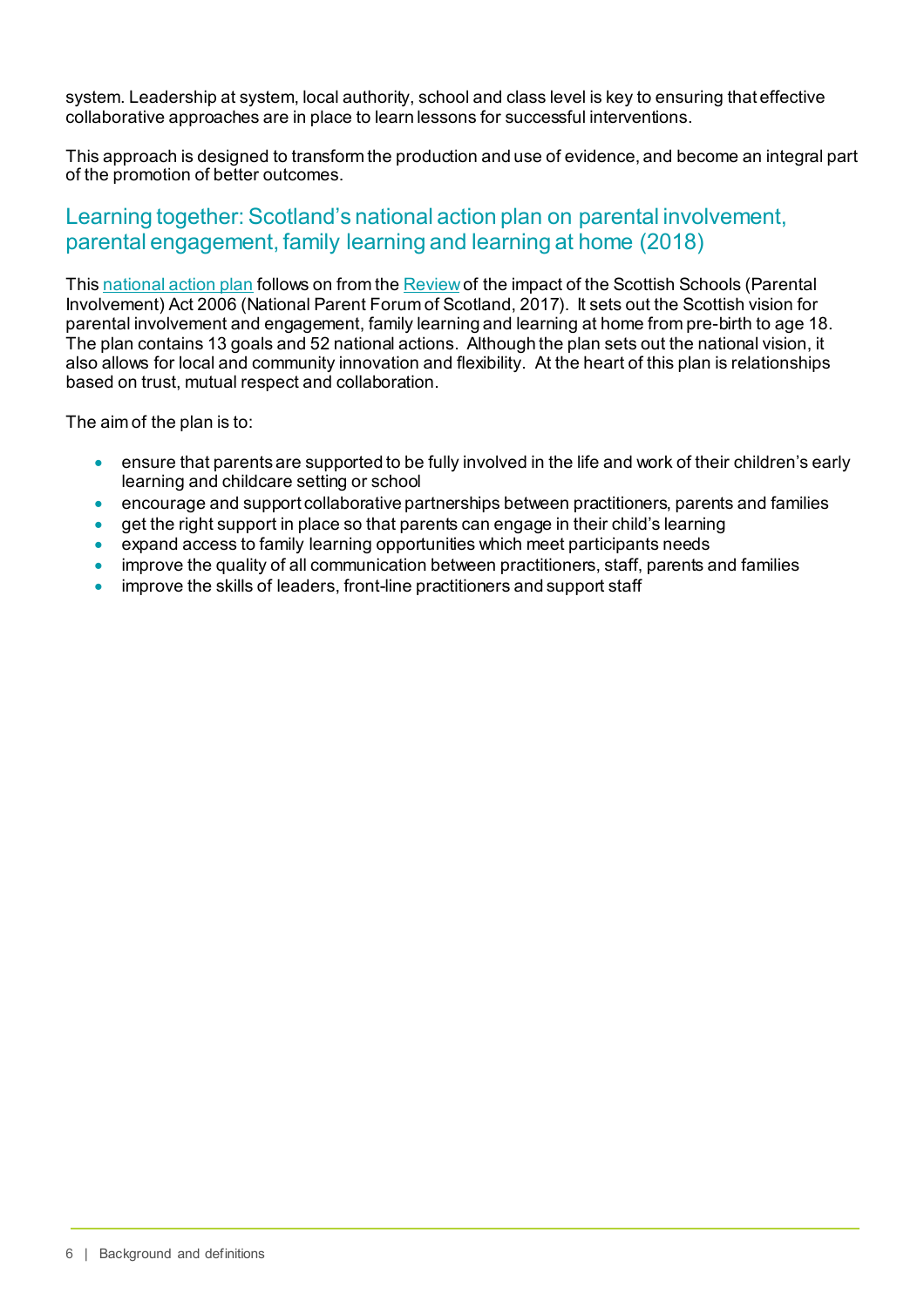system. Leadership at system, local authority, school and class level is key to ensuring that effective collaborative approaches are in place to learn lessons for successful interventions.

This approach is designed to transform the production and use of evidence, and become an integral part of the promotion of better outcomes.

## Learning together: Scotland's national action plan on parental involvement, parental engagement, family learning and learning at home (2018)

This national action plan follows on from the Review of the impact of the Scottish Schools (Parental Involvement) Act 2006 (National Parent Forum of Scotland, 2017). It sets out the Scottish vision for parental involvement and engagement, family learning and learning at home from pre-birth to age 18. The plan contains 13 goals and 52 national actions. Although the plan sets out the national vision, it also allows for local and community innovation and flexibility. At the heart of this plan is relationships based on trust, mutual respect and collaboration.

The aim of the plan is to:

- ensure that parents are supported to be fully involved in the life and work of their children's early learning and childcare setting or school
- encourage and support collaborative partnerships between practitioners, parents and families
- get the right support in place so that parents can engage in their child's learning
- expand access to family learning opportunities which meet participants needs
- improve the quality of all communication between practitioners, staff, parents and families
- improve the skills of leaders, front-line practitioners and support staff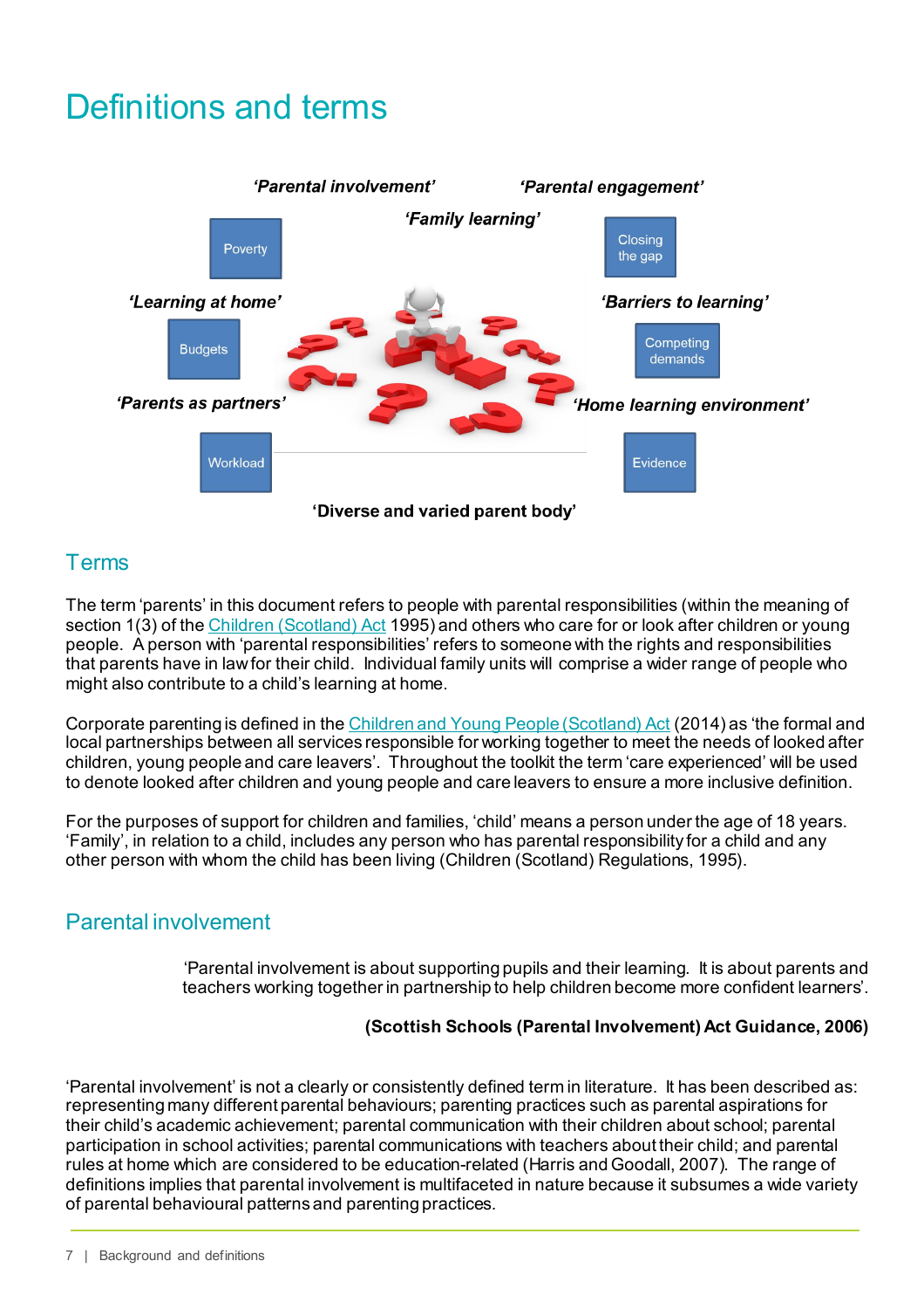# Definitions and terms

*'Parental involvement'* *'Parental engagement'*

*'Family learning'*

Poverty

Closing the gap

*'Learning at home'*

*'Barriers to learning'*

Budgets

Competing demands

*'Parents as partners'*

*'Home learning environment'*

Workload

Evidence

**'Diverse and varied parent body'**

## Terms

The term 'parents' in this document refers to people with parental responsibilities (within the meaning of section 1(3) of the Children (Scotland) Act 1995) and others who care for or look after children or young people. A person with 'parental responsibilities' refers to someone with the rights and responsibilities that parents have in law for their child. Individual family units will comprise a wider range of people who might also contribute to a child's learning at home.

Corporate parenting is defined in the Children and Young People (Scotland) Act (2014) as 'the formal and local partnerships between all services responsible for working together to meet the needs of looked after children, young people and care leavers'. Throughout the toolkit the term 'care experienced' will be used to denote looked after children and young people and care leavers to ensure a more inclusive definition.

For the purposes of support for children and families, 'child' means a person under the age of 18 years. 'Family', in relation to a child, includes any person who has parental responsibility for a child and any other person with whom the child has been living (Children (Scotland) Regulations, 1995).

## Parental involvement

> 'Parental involvement is about supporting pupils and their learning. It is about parents and teachers working together in partnership to help children become more confident learners'.
>
> **(Scottish Schools (Parental Involvement) Act Guidance, 2006)**

'Parental involvement' is not a clearly or consistently defined term in literature. It has been described as: representing many different parental behaviours; parenting practices such as parental aspirations for their child's academic achievement; parental communication with their children about school; parental participation in school activities; parental communications with teachers about their child; and parental rules at home which are considered to be education-related (Harris and Goodall, 2007). The range of definitions implies that parental involvement is multifaceted in nature because it subsumes a wide variety of parental behavioural patterns and parenting practices.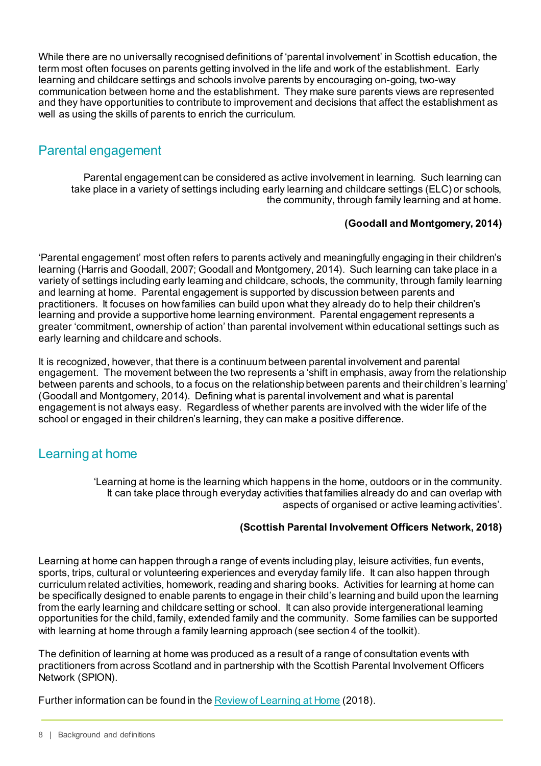While there are no universally recognised definitions of 'parental involvement' in Scottish education, the term most often focuses on parents getting involved in the life and work of the establishment. Early learning and childcare settings and schools involve parents by encouraging on-going, two-way communication between home and the establishment. They make sure parents views are represented and they have opportunities to contribute to improvement and decisions that affect the establishment as well as using the skills of parents to enrich the curriculum.

## Parental engagement

> Parental engagement can be considered as active involvement in learning. Such learning can take place in a variety of settings including early learning and childcare settings (ELC) or schools, the community, through family learning and at home.
>
> **(Goodall and Montgomery, 2014)**

'Parental engagement' most often refers to parents actively and meaningfully engaging in their children's learning (Harris and Goodall, 2007; Goodall and Montgomery, 2014). Such learning can take place in a variety of settings including early learning and childcare, schools, the community, through family learning and learning at home. Parental engagement is supported by discussion between parents and practitioners. It focuses on how families can build upon what they already do to help their children's learning and provide a supportive home learning environment. Parental engagement represents a greater 'commitment, ownership of action' than parental involvement within educational settings such as early learning and childcare and schools.

It is recognized, however, that there is a continuum between parental involvement and parental engagement. The movement between the two represents a 'shift in emphasis, away from the relationship between parents and schools, to a focus on the relationship between parents and their children's learning' (Goodall and Montgomery, 2014). Defining what is parental involvement and what is parental engagement is not always easy. Regardless of whether parents are involved with the wider life of the school or engaged in their children's learning, they can make a positive difference.

## Learning at home

> 'Learning at home is the learning which happens in the home, outdoors or in the community. It can take place through everyday activities that families already do and can overlap with aspects of organised or active learning activities'.
>
> **(Scottish Parental Involvement Officers Network, 2018)**

Learning at home can happen through a range of events including play, leisure activities, fun events, sports, trips, cultural or volunteering experiences and everyday family life. It can also happen through curriculum related activities, homework, reading and sharing books. Activities for learning at home can be specifically designed to enable parents to engage in their child's learning and build upon the learning from the early learning and childcare setting or school. It can also provide intergenerational learning opportunities for the child, family, extended family and the community. Some families can be supported with learning at home through a family learning approach (see section 4 of the toolkit).

The definition of learning at home was produced as a result of a range of consultation events with practitioners from across Scotland and in partnership with the Scottish Parental Involvement Officers Network (SPION).

Further information can be found in the Review of Learning at Home (2018).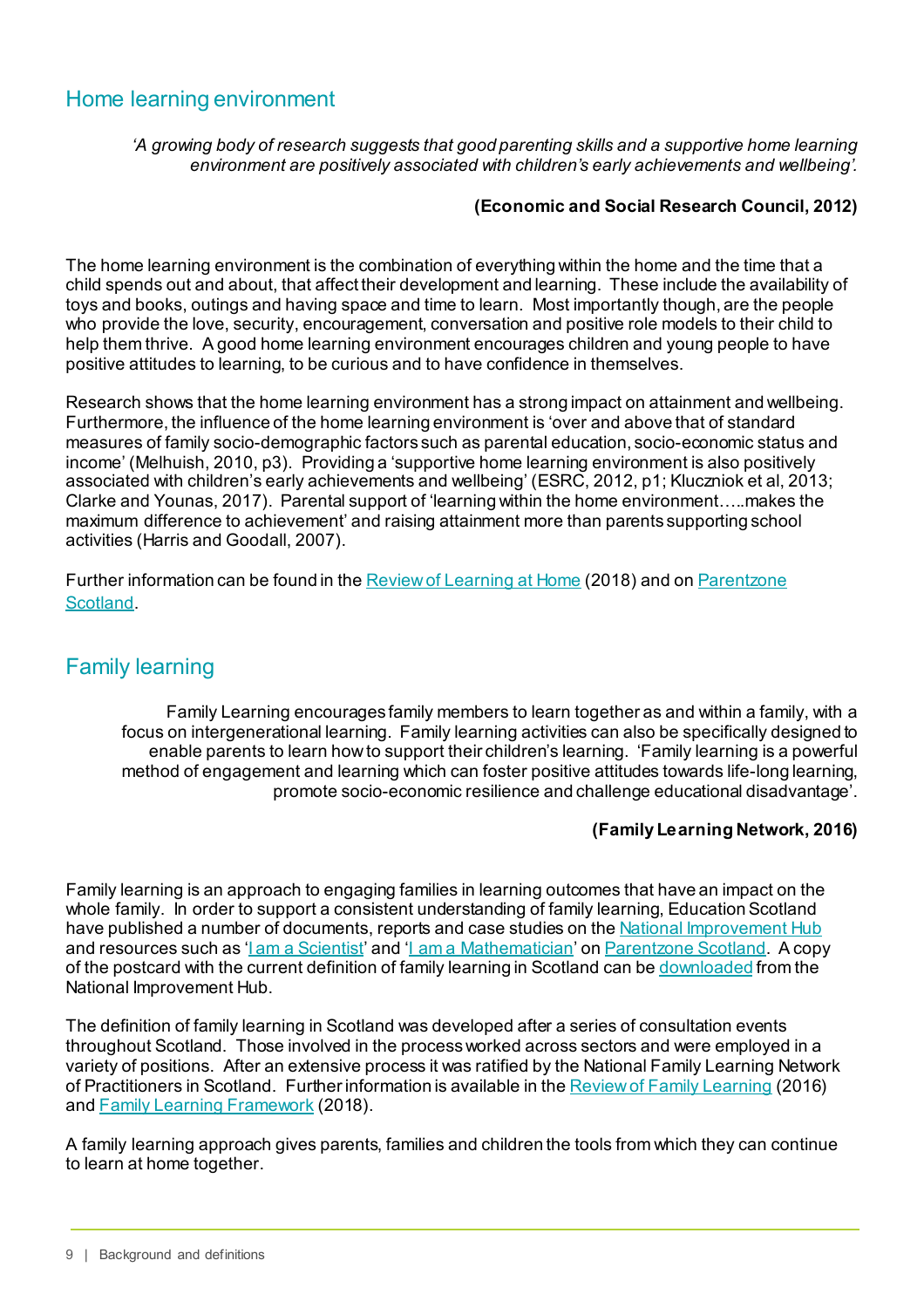## Home learning environment

> *'A growing body of research suggests that good parenting skills and a supportive home learning environment are positively associated with children's early achievements and wellbeing'.*
>
> **(Economic and Social Research Council, 2012)**

The home learning environment is the combination of everything within the home and the time that a child spends out and about, that affect their development and learning. These include the availability of toys and books, outings and having space and time to learn. Most importantly though, are the people who provide the love, security, encouragement, conversation and positive role models to their child to help them thrive. A good home learning environment encourages children and young people to have positive attitudes to learning, to be curious and to have confidence in themselves.

Research shows that the home learning environment has a strong impact on attainment and wellbeing. Furthermore, the influence of the home learning environment is 'over and above that of standard measures of family socio-demographic factors such as parental education, socio-economic status and income' (Melhuish, 2010, p3). Providing a 'supportive home learning environment is also positively associated with children's early achievements and wellbeing' (ESRC, 2012, p1; Kluczniok et al, 2013; Clarke and Younas, 2017). Parental support of 'learning within the home environment…..makes the maximum difference to achievement' and raising attainment more than parents supporting school activities (Harris and Goodall, 2007).

Further information can be found in the Review of Learning at Home (2018) and on Parentzone Scotland.

## Family learning

> Family Learning encourages family members to learn together as and within a family, with a focus on intergenerational learning. Family learning activities can also be specifically designed to enable parents to learn how to support their children's learning. 'Family learning is a powerful method of engagement and learning which can foster positive attitudes towards life-long learning, promote socio-economic resilience and challenge educational disadvantage'.
>
> **(Family Learning Network, 2016)**

Family learning is an approach to engaging families in learning outcomes that have an impact on the whole family. In order to support a consistent understanding of family learning, Education Scotland have published a number of documents, reports and case studies on the National Improvement Hub and resources such as 'I am a Scientist' and 'I am a Mathematician' on Parentzone Scotland. A copy of the postcard with the current definition of family learning in Scotland can be downloaded from the National Improvement Hub.

The definition of family learning in Scotland was developed after a series of consultation events throughout Scotland. Those involved in the process worked across sectors and were employed in a variety of positions. After an extensive process it was ratified by the National Family Learning Network of Practitioners in Scotland. Further information is available in the Review of Family Learning (2016) and Family Learning Framework (2018).

A family learning approach gives parents, families and children the tools from which they can continue to learn at home together.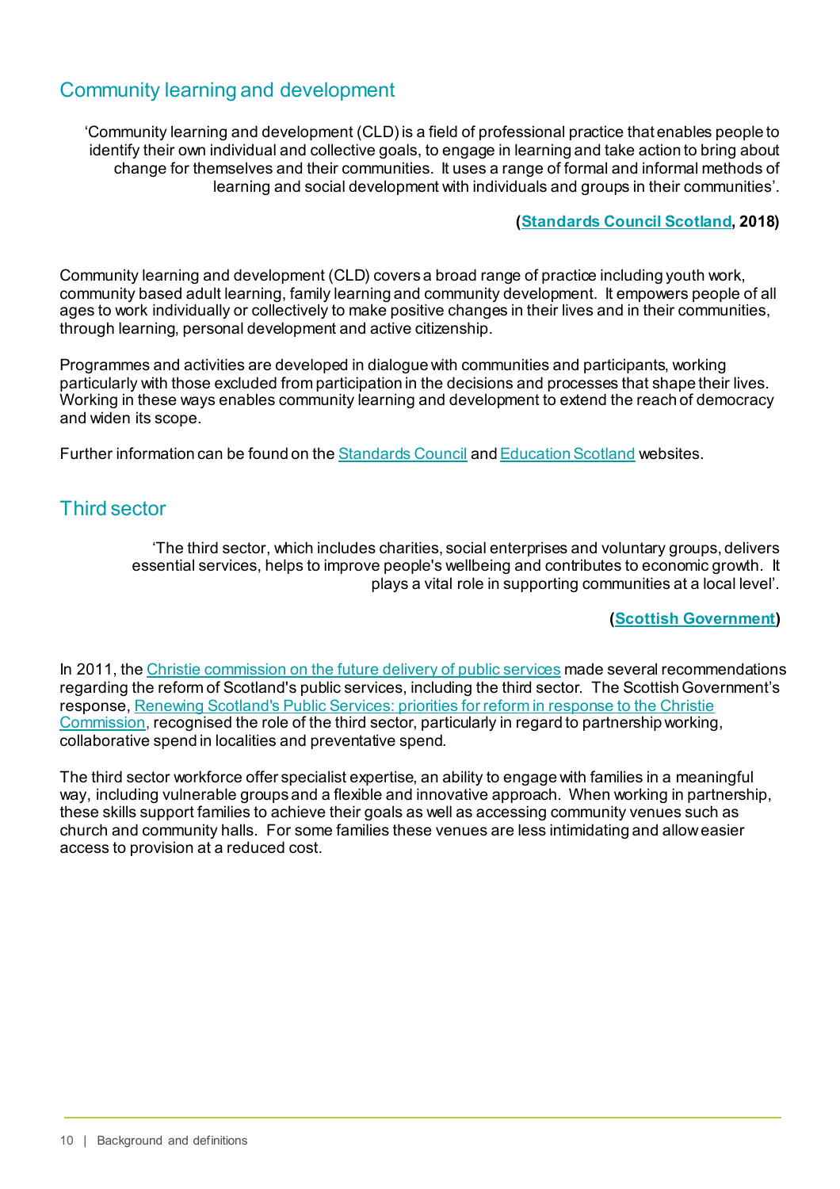## Community learning and development

> 'Community learning and development (CLD) is a field of professional practice that enables people to identify their own individual and collective goals, to engage in learning and take action to bring about change for themselves and their communities. It uses a range of formal and informal methods of learning and social development with individuals and groups in their communities'.
>
> **(Standards Council Scotland, 2018)**

Community learning and development (CLD) covers a broad range of practice including youth work, community based adult learning, family learning and community development. It empowers people of all ages to work individually or collectively to make positive changes in their lives and in their communities, through learning, personal development and active citizenship.

Programmes and activities are developed in dialogue with communities and participants, working particularly with those excluded from participation in the decisions and processes that shape their lives. Working in these ways enables community learning and development to extend the reach of democracy and widen its scope.

Further information can be found on the Standards Council and Education Scotland websites.

## Third sector

> 'The third sector, which includes charities, social enterprises and voluntary groups, delivers essential services, helps to improve people's wellbeing and contributes to economic growth. It plays a vital role in supporting communities at a local level'.
>
> **(Scottish Government)**

In 2011, the Christie commission on the future delivery of public services made several recommendations regarding the reform of Scotland's public services, including the third sector. The Scottish Government's response, Renewing Scotland's Public Services: priorities for reform in response to the Christie Commission, recognised the role of the third sector, particularly in regard to partnership working, collaborative spend in localities and preventative spend.

The third sector workforce offer specialist expertise, an ability to engage with families in a meaningful way, including vulnerable groups and a flexible and innovative approach. When working in partnership, these skills support families to achieve their goals as well as accessing community venues such as church and community halls. For some families these venues are less intimidating and allow easier access to provision at a reduced cost.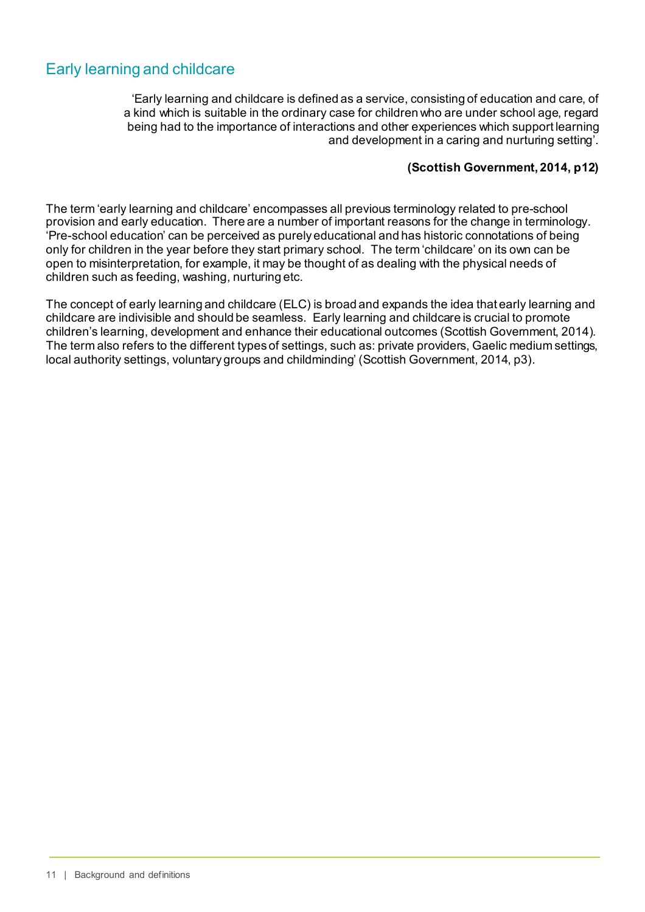## Early learning and childcare

> 'Early learning and childcare is defined as a service, consisting of education and care, of a kind which is suitable in the ordinary case for children who are under school age, regard being had to the importance of interactions and other experiences which support learning and development in a caring and nurturing setting'.
>
> **(Scottish Government, 2014, p12)**

The term 'early learning and childcare' encompasses all previous terminology related to pre-school provision and early education. There are a number of important reasons for the change in terminology. 'Pre-school education' can be perceived as purely educational and has historic connotations of being only for children in the year before they start primary school. The term 'childcare' on its own can be open to misinterpretation, for example, it may be thought of as dealing with the physical needs of children such as feeding, washing, nurturing etc.

The concept of early learning and childcare (ELC) is broad and expands the idea that early learning and childcare are indivisible and should be seamless. Early learning and childcare is crucial to promote children's learning, development and enhance their educational outcomes (Scottish Government, 2014). The term also refers to the different types of settings, such as: private providers, Gaelic medium settings, local authority settings, voluntary groups and childminding' (Scottish Government, 2014, p3).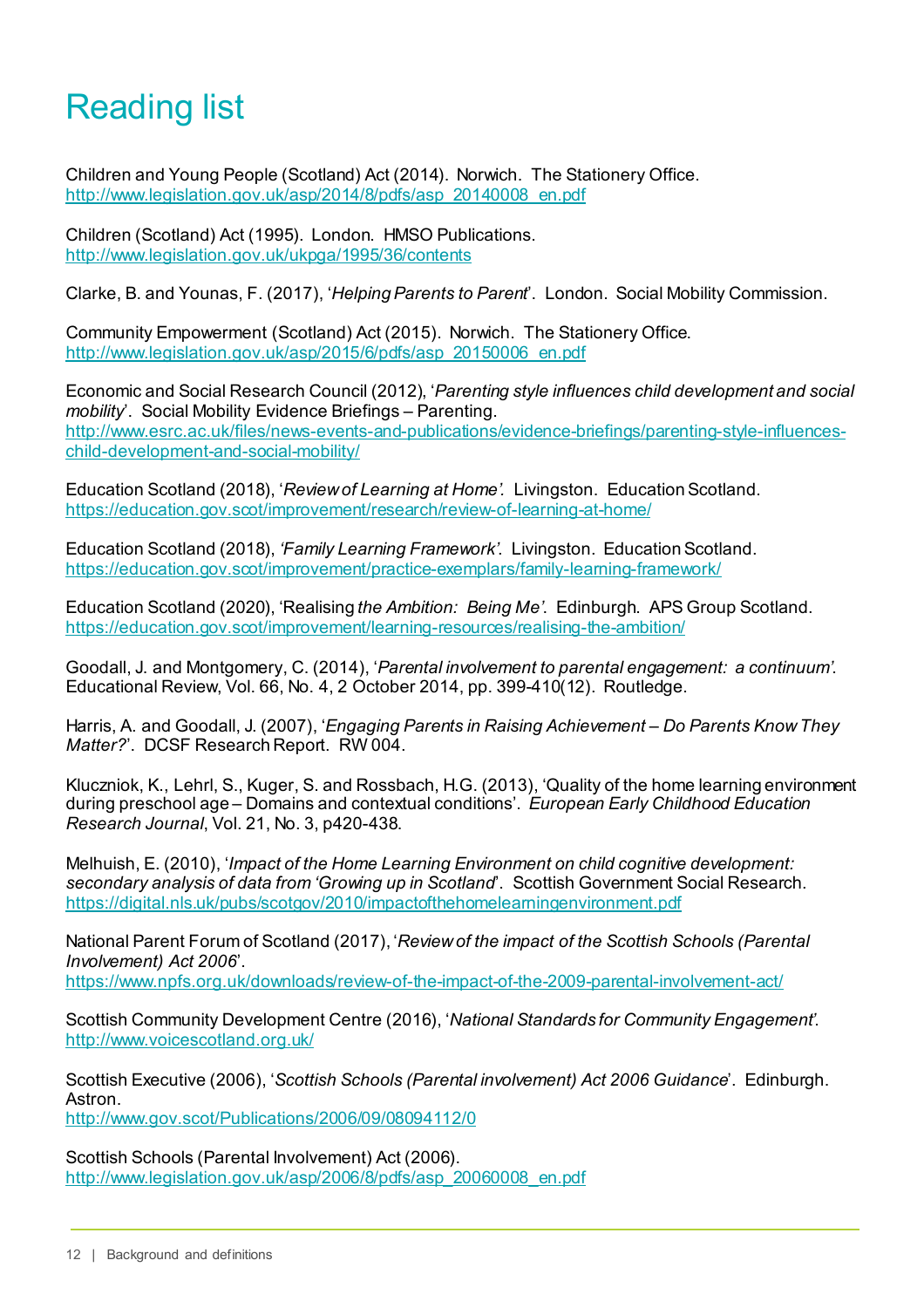# Reading list

Children and Young People (Scotland) Act (2014). Norwich. The Stationery Office. http://www.legislation.gov.uk/asp/2014/8/pdfs/asp_20140008_en.pdf

Children (Scotland) Act (1995). London. HMSO Publications. http://www.legislation.gov.uk/ukpga/1995/36/contents

Clarke, B. and Younas, F. (2017), '*Helping Parents to Parent*'. London. Social Mobility Commission.

Community Empowerment (Scotland) Act (2015). Norwich. The Stationery Office. http://www.legislation.gov.uk/asp/2015/6/pdfs/asp_20150006_en.pdf

Economic and Social Research Council (2012), '*Parenting style influences child development and social mobility*'. Social Mobility Evidence Briefings – Parenting. http://www.esrc.ac.uk/files/news-events-and-publications/evidence-briefings/parenting-style-influences-child-development-and-social-mobility/

Education Scotland (2018), '*Review of Learning at Home'.* Livingston. Education Scotland. https://education.gov.scot/improvement/research/review-of-learning-at-home/

Education Scotland (2018), *'Family Learning Framework'*. Livingston. Education Scotland. https://education.gov.scot/improvement/practice-exemplars/family-learning-framework/

Education Scotland (2020), 'Realising *the Ambition: Being Me'*. Edinburgh. APS Group Scotland. https://education.gov.scot/improvement/learning-resources/realising-the-ambition/

Goodall, J. and Montgomery, C. (2014), '*Parental involvement to parental engagement: a continuum'*. Educational Review, Vol. 66, No. 4, 2 October 2014, pp. 399-410(12). Routledge.

Harris, A. and Goodall, J. (2007), '*Engaging Parents in Raising Achievement – Do Parents Know They Matter?*'. DCSF Research Report. RW 004.

Kluczniok, K., Lehrl, S., Kuger, S. and Rossbach, H.G. (2013), 'Quality of the home learning environment during preschool age – Domains and contextual conditions'. *European Early Childhood Education Research Journal*, Vol. 21, No. 3, p420-438.

Melhuish, E. (2010), '*Impact of the Home Learning Environment on child cognitive development: secondary analysis of data from 'Growing up in Scotland*'. Scottish Government Social Research. https://digital.nls.uk/pubs/scotgov/2010/impactofthehomelearningenvironment.pdf

National Parent Forum of Scotland (2017), '*Review of the impact of the Scottish Schools (Parental Involvement) Act 2006*'. https://www.npfs.org.uk/downloads/review-of-the-impact-of-the-2009-parental-involvement-act/

Scottish Community Development Centre (2016), '*National Standards for Community Engagement*'. http://www.voicescotland.org.uk/

Scottish Executive (2006), '*Scottish Schools (Parental involvement) Act 2006 Guidance*'. Edinburgh. Astron. http://www.gov.scot/Publications/2006/09/08094112/0

Scottish Schools (Parental Involvement) Act (2006). http://www.legislation.gov.uk/asp/2006/8/pdfs/asp_20060008_en.pdf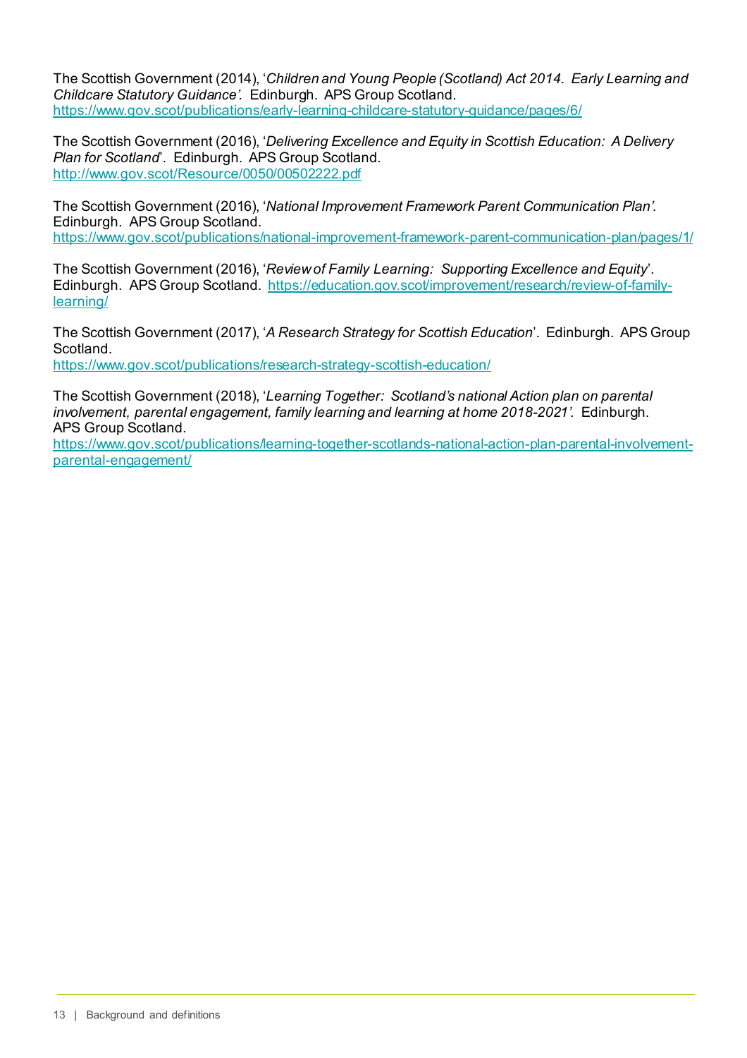The Scottish Government (2014), '*Children and Young People (Scotland) Act 2014. Early Learning and Childcare Statutory Guidance*'. Edinburgh. APS Group Scotland. https://www.gov.scot/publications/early-learning-childcare-statutory-guidance/pages/6/

The Scottish Government (2016), '*Delivering Excellence and Equity in Scottish Education: A Delivery Plan for Scotland*'. Edinburgh. APS Group Scotland. http://www.gov.scot/Resource/0050/00502222.pdf

The Scottish Government (2016), '*National Improvement Framework Parent Communication Plan*'. Edinburgh. APS Group Scotland. https://www.gov.scot/publications/national-improvement-framework-parent-communication-plan/pages/1/

The Scottish Government (2016), '*Review of Family Learning: Supporting Excellence and Equity*'. Edinburgh. APS Group Scotland. https://education.gov.scot/improvement/research/review-of-family-learning/

The Scottish Government (2017), '*A Research Strategy for Scottish Education*'. Edinburgh. APS Group Scotland. https://www.gov.scot/publications/research-strategy-scottish-education/

The Scottish Government (2018), '*Learning Together: Scotland's national Action plan on parental involvement, parental engagement, family learning and learning at home 2018-2021*'. Edinburgh. APS Group Scotland. https://www.gov.scot/publications/learning-together-scotlands-national-action-plan-parental-involvement-parental-engagement/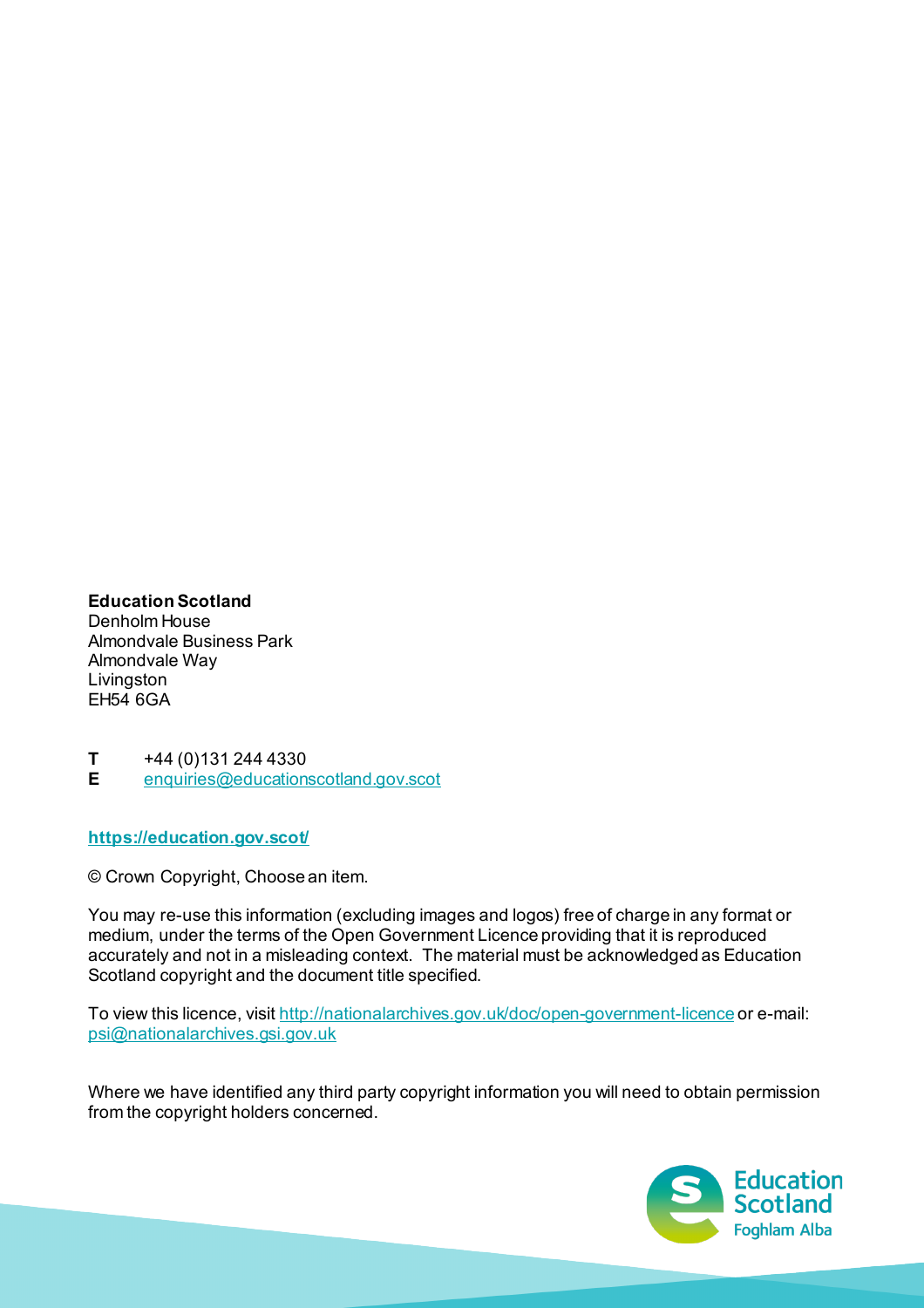**Education Scotland**
Denholm House
Almondvale Business Park
Almondvale Way
Livingston
EH54 6GA

**T** +44 (0)131 244 4330
**E** enquiries@educationscotland.gov.scot

**https://education.gov.scot/**

© Crown Copyright, Choose an item.

You may re-use this information (excluding images and logos) free of charge in any format or medium, under the terms of the Open Government Licence providing that it is reproduced accurately and not in a misleading context. The material must be acknowledged as Education Scotland copyright and the document title specified.

To view this licence, visit http://nationalarchives.gov.uk/doc/open-government-licence or e-mail: psi@nationalarchives.gsi.gov.uk

Where we have identified any third party copyright information you will need to obtain permission from the copyright holders concerned.

Education Scotland
Foghlam Alba